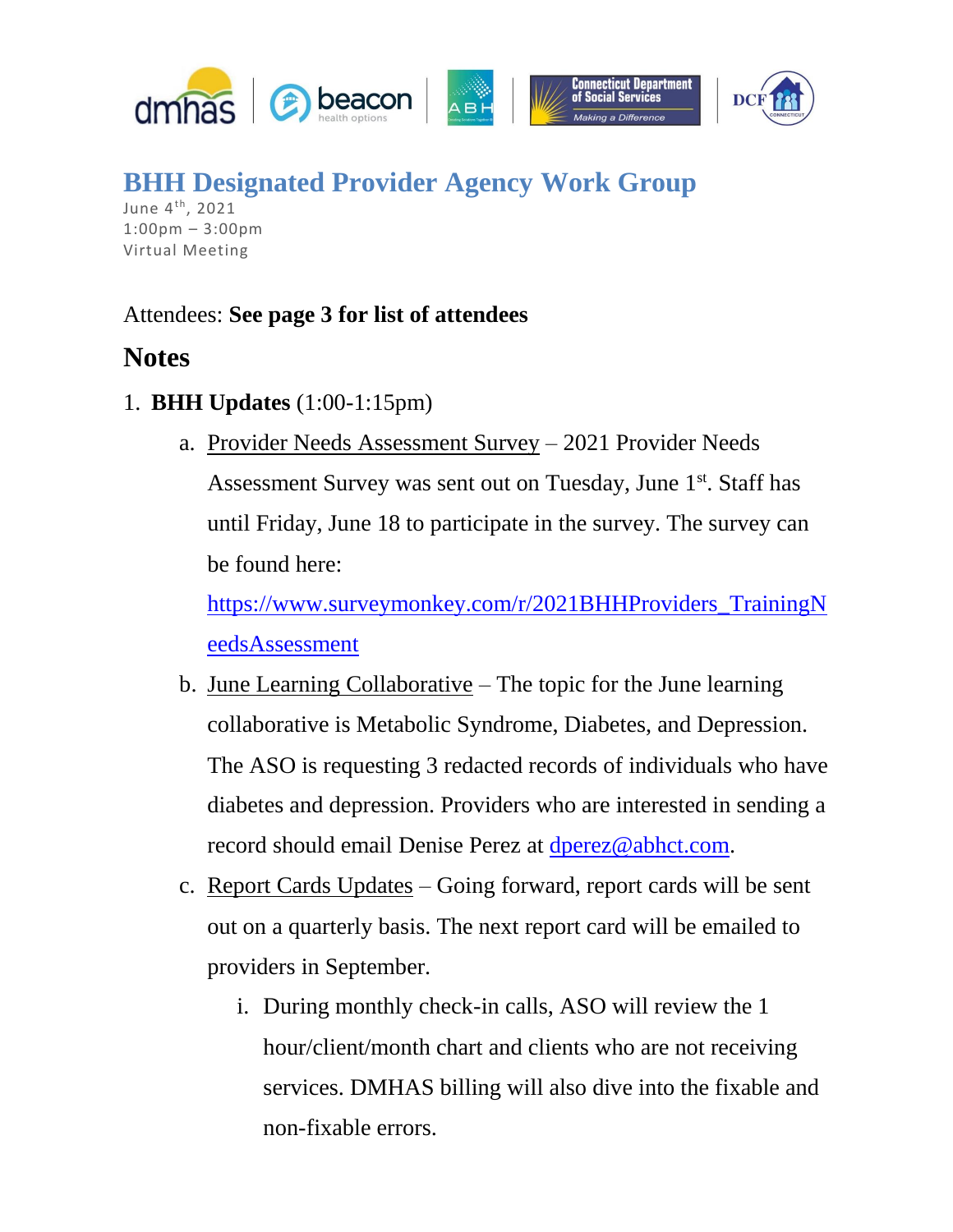# BHH Designated Provider Agency Work Group

June 4th, 2021
1:00pm – 3:00pm
Virtual Meeting

Attendees: **See page 3 for list of attendees**

## Notes

1. **BHH Updates** (1:00-1:15pm)
   a. Provider Needs Assessment Survey – 2021 Provider Needs Assessment Survey was sent out on Tuesday, June 1st. Staff has until Friday, June 18 to participate in the survey. The survey can be found here: https://www.surveymonkey.com/r/2021BHHProviders_TrainingNeedsAssessment
   b. June Learning Collaborative – The topic for the June learning collaborative is Metabolic Syndrome, Diabetes, and Depression. The ASO is requesting 3 redacted records of individuals who have diabetes and depression. Providers who are interested in sending a record should email Denise Perez at dperez@abhct.com.
   c. Report Cards Updates – Going forward, report cards will be sent out on a quarterly basis. The next report card will be emailed to providers in September.
      i. During monthly check-in calls, ASO will review the 1 hour/client/month chart and clients who are not receiving services. DMHAS billing will also dive into the fixable and non-fixable errors.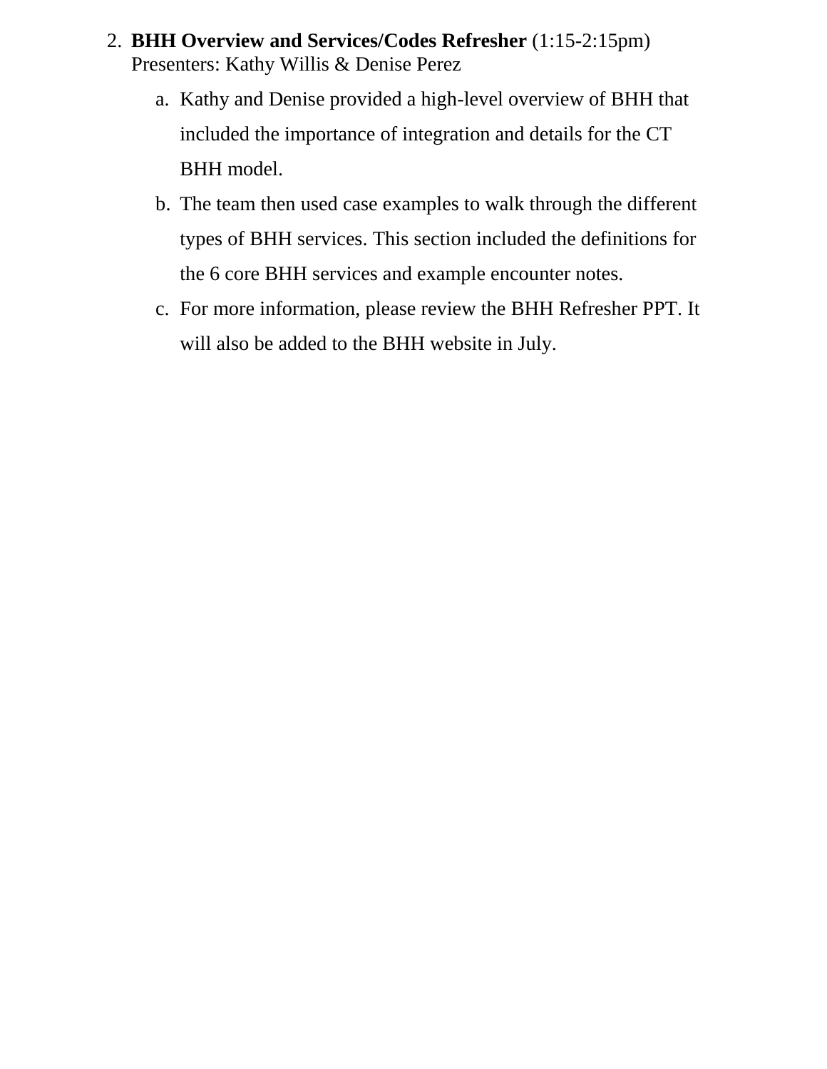2. **BHH Overview and Services/Codes Refresher** (1:15-2:15pm)
   Presenters: Kathy Willis & Denise Perez
   a. Kathy and Denise provided a high-level overview of BHH that included the importance of integration and details for the CT BHH model.
   b. The team then used case examples to walk through the different types of BHH services. This section included the definitions for the 6 core BHH services and example encounter notes.
   c. For more information, please review the BHH Refresher PPT. It will also be added to the BHH website in July.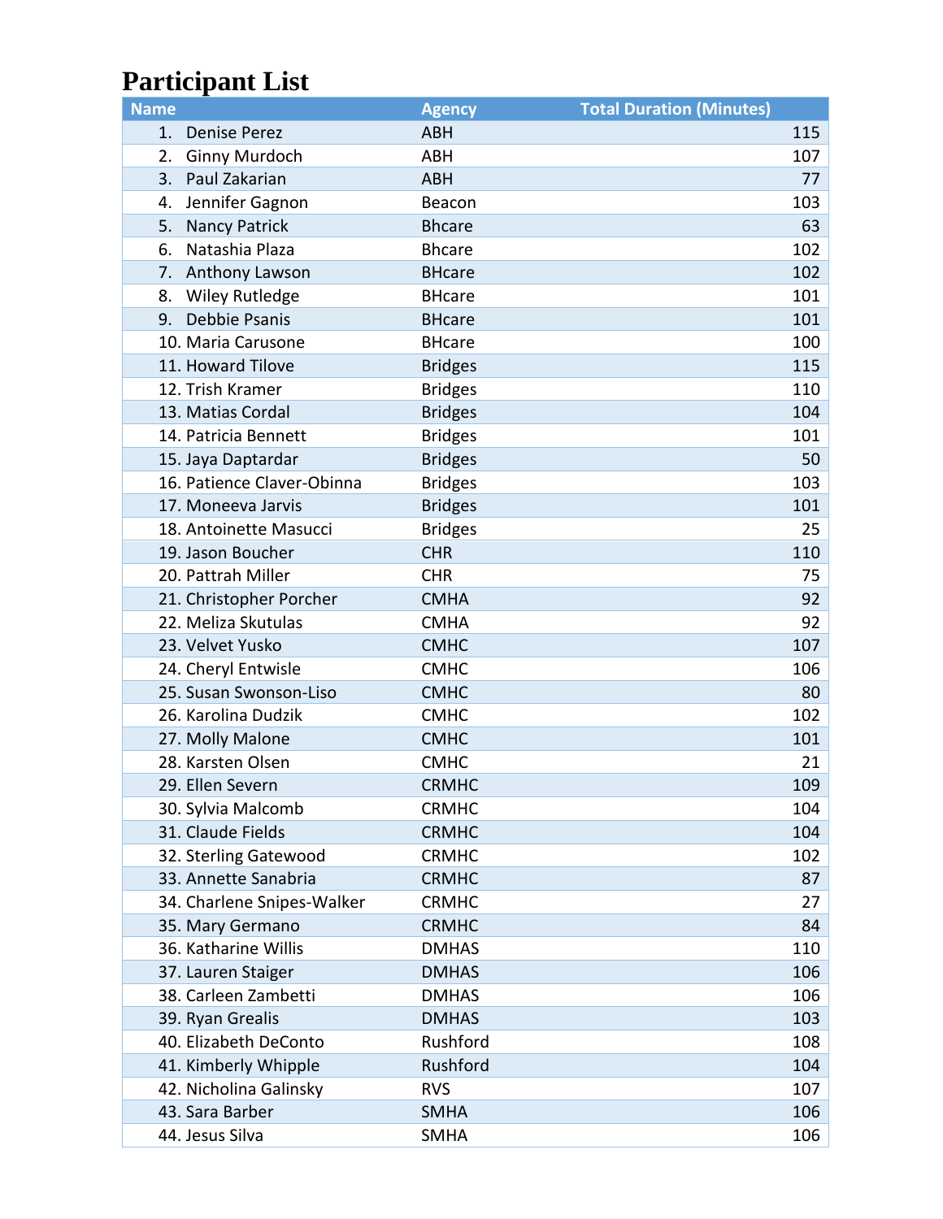# Participant List

| Name | Agency | Total Duration (Minutes) |
|---|---|---|
| 1. Denise Perez | ABH | 115 |
| 2. Ginny Murdoch | ABH | 107 |
| 3. Paul Zakarian | ABH | 77 |
| 4. Jennifer Gagnon | Beacon | 103 |
| 5. Nancy Patrick | Bhcare | 63 |
| 6. Natashia Plaza | Bhcare | 102 |
| 7. Anthony Lawson | BHcare | 102 |
| 8. Wiley Rutledge | BHcare | 101 |
| 9. Debbie Psanis | BHcare | 101 |
| 10. Maria Carusone | BHcare | 100 |
| 11. Howard Tilove | Bridges | 115 |
| 12. Trish Kramer | Bridges | 110 |
| 13. Matias Cordal | Bridges | 104 |
| 14. Patricia Bennett | Bridges | 101 |
| 15. Jaya Daptardar | Bridges | 50 |
| 16. Patience Claver-Obinna | Bridges | 103 |
| 17. Moneeva Jarvis | Bridges | 101 |
| 18. Antoinette Masucci | Bridges | 25 |
| 19. Jason Boucher | CHR | 110 |
| 20. Pattrah Miller | CHR | 75 |
| 21. Christopher Porcher | CMHA | 92 |
| 22. Meliza Skutulas | CMHA | 92 |
| 23. Velvet Yusko | CMHC | 107 |
| 24. Cheryl Entwisle | CMHC | 106 |
| 25. Susan Swonson-Liso | CMHC | 80 |
| 26. Karolina Dudzik | CMHC | 102 |
| 27. Molly Malone | CMHC | 101 |
| 28. Karsten Olsen | CMHC | 21 |
| 29. Ellen Severn | CRMHC | 109 |
| 30. Sylvia Malcomb | CRMHC | 104 |
| 31. Claude Fields | CRMHC | 104 |
| 32. Sterling Gatewood | CRMHC | 102 |
| 33. Annette Sanabria | CRMHC | 87 |
| 34. Charlene Snipes-Walker | CRMHC | 27 |
| 35. Mary Germano | CRMHC | 84 |
| 36. Katharine Willis | DMHAS | 110 |
| 37. Lauren Staiger | DMHAS | 106 |
| 38. Carleen Zambetti | DMHAS | 106 |
| 39. Ryan Grealis | DMHAS | 103 |
| 40. Elizabeth DeConto | Rushford | 108 |
| 41. Kimberly Whipple | Rushford | 104 |
| 42. Nicholina Galinsky | RVS | 107 |
| 43. Sara Barber | SMHA | 106 |
| 44. Jesus Silva | SMHA | 106 |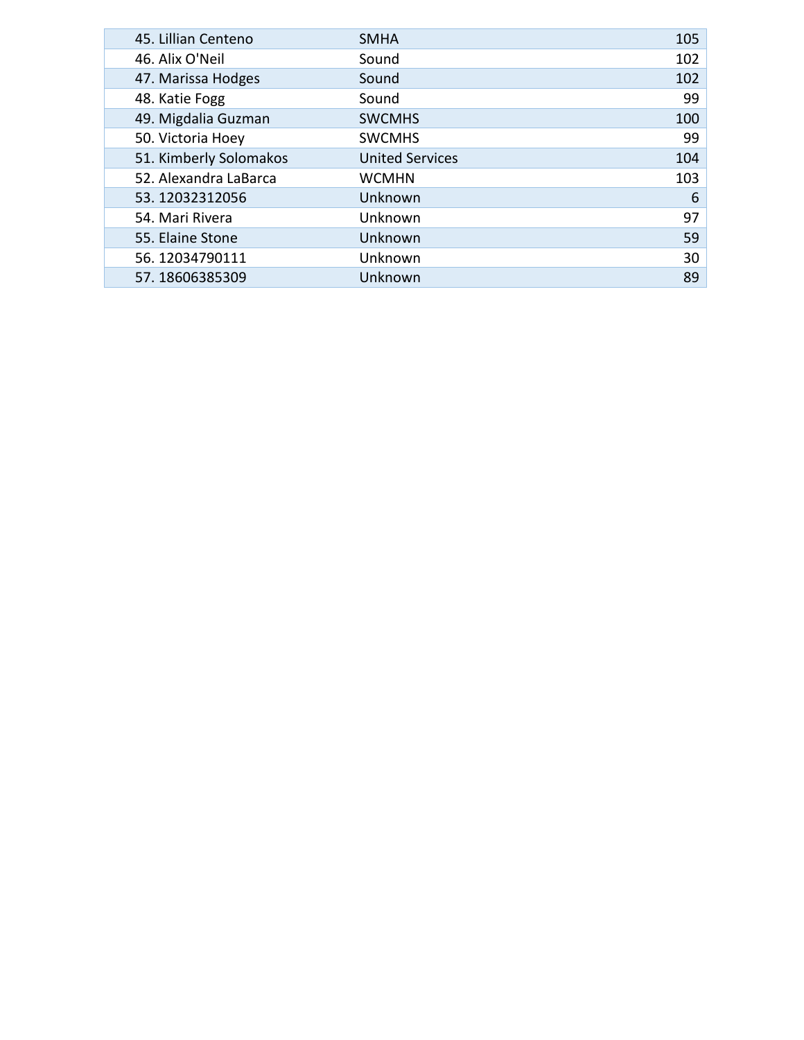| | | |
|---|---|---|
| 45. Lillian Centeno | SMHA | 105 |
| 46. Alix O'Neil | Sound | 102 |
| 47. Marissa Hodges | Sound | 102 |
| 48. Katie Fogg | Sound | 99 |
| 49. Migdalia Guzman | SWCMHS | 100 |
| 50. Victoria Hoey | SWCMHS | 99 |
| 51. Kimberly Solomakos | United Services | 104 |
| 52. Alexandra LaBarca | WCMHN | 103 |
| 53. 12032312056 | Unknown | 6 |
| 54. Mari Rivera | Unknown | 97 |
| 55. Elaine Stone | Unknown | 59 |
| 56. 12034790111 | Unknown | 30 |
| 57. 18606385309 | Unknown | 89 |